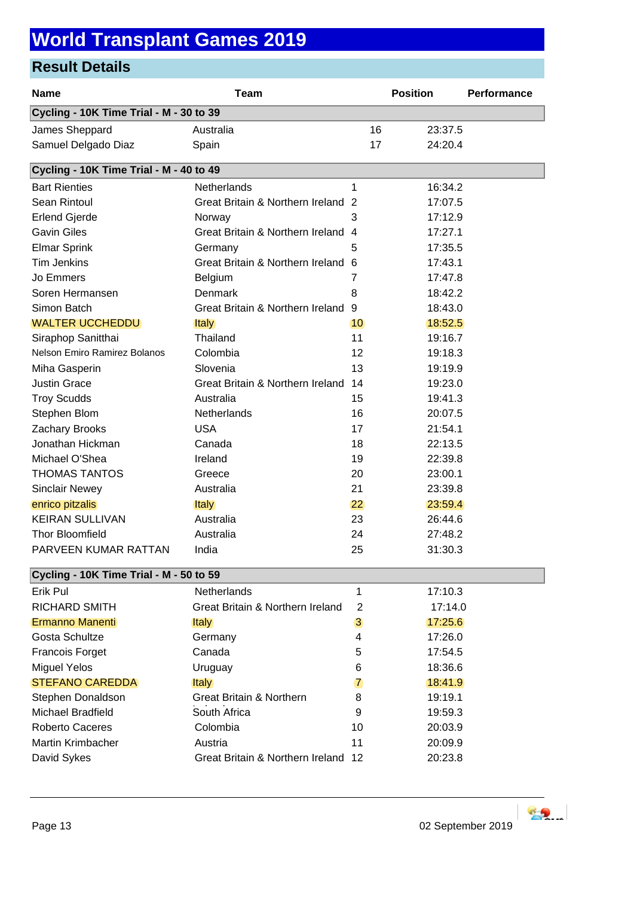# World Transplant Games 2019

## Result Details

| Name | Team | Position | Performance |
|---|---|---|---|
| **Cycling - 10K Time Trial - M - 30 to 39** | | | |
| James Sheppard | Australia | 16 | 23:37.5 |
| Samuel Delgado Diaz | Spain | 17 | 24:20.4 |
| **Cycling - 10K Time Trial - M - 40 to 49** | | | |
| Bart Rienties | Netherlands | 1 | 16:34.2 |
| Sean Rintoul | Great Britain & Northern Ireland | 2 | 17:07.5 |
| Erlend Gjerde | Norway | 3 | 17:12.9 |
| Gavin Giles | Great Britain & Northern Ireland | 4 | 17:27.1 |
| Elmar Sprink | Germany | 5 | 17:35.5 |
| Tim Jenkins | Great Britain & Northern Ireland | 6 | 17:43.1 |
| Jo Emmers | Belgium | 7 | 17:47.8 |
| Soren Hermansen | Denmark | 8 | 18:42.2 |
| Simon Batch | Great Britain & Northern Ireland | 9 | 18:43.0 |
| WALTER UCCHEDDU | Italy | 10 | 18:52.5 |
| Siraphop Sanitthai | Thailand | 11 | 19:16.7 |
| Nelson Emiro Ramirez Bolanos | Colombia | 12 | 19:18.3 |
| Miha Gasperin | Slovenia | 13 | 19:19.9 |
| Justin Grace | Great Britain & Northern Ireland | 14 | 19:23.0 |
| Troy Scudds | Australia | 15 | 19:41.3 |
| Stephen Blom | Netherlands | 16 | 20:07.5 |
| Zachary Brooks | USA | 17 | 21:54.1 |
| Jonathan Hickman | Canada | 18 | 22:13.5 |
| Michael O'Shea | Ireland | 19 | 22:39.8 |
| THOMAS TANTOS | Greece | 20 | 23:00.1 |
| Sinclair Newey | Australia | 21 | 23:39.8 |
| enrico pitzalis | Italy | 22 | 23:59.4 |
| KEIRAN SULLIVAN | Australia | 23 | 26:44.6 |
| Thor Bloomfield | Australia | 24 | 27:48.2 |
| PARVEEN KUMAR RATTAN | India | 25 | 31:30.3 |
| **Cycling - 10K Time Trial - M - 50 to 59** | | | |
| Erik Pul | Netherlands | 1 | 17:10.3 |
| RICHARD SMITH | Great Britain & Northern Ireland | 2 | 17:14.0 |
| Ermanno Manenti | Italy | 3 | 17:25.6 |
| Gosta Schultze | Germany | 4 | 17:26.0 |
| Francois Forget | Canada | 5 | 17:54.5 |
| Miguel Yelos | Uruguay | 6 | 18:36.6 |
| STEFANO CAREDDA | Italy | 7 | 18:41.9 |
| Stephen Donaldson | Great Britain & Northern | 8 | 19:19.1 |
| Michael Bradfield | South Africa | 9 | 19:59.3 |
| Roberto Caceres | Colombia | 10 | 20:03.9 |
| Martin Krimbacher | Austria | 11 | 20:09.9 |
| David Sykes | Great Britain & Northern Ireland | 12 | 20:23.8 |

02 September 2019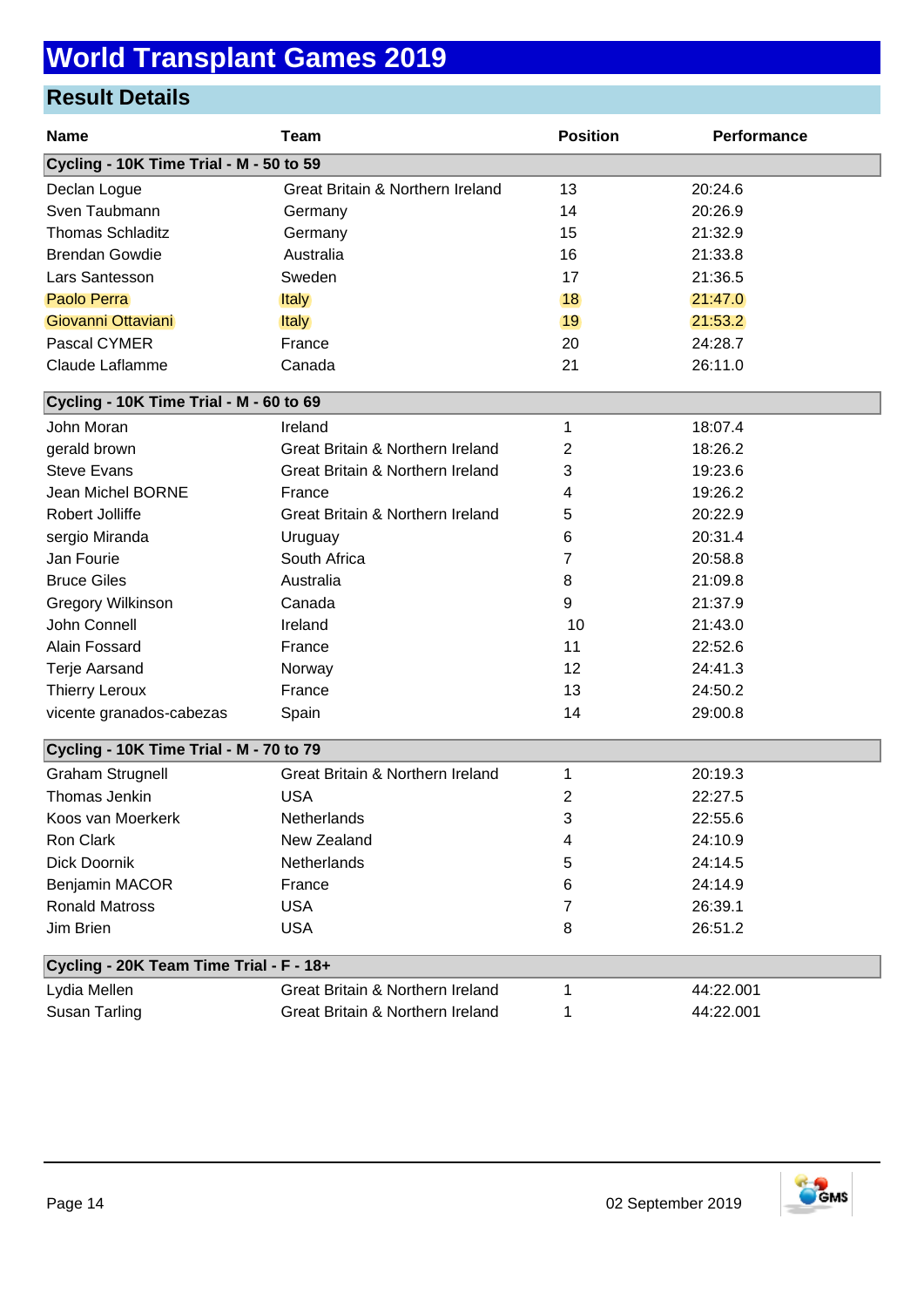# World Transplant Games 2019

## Result Details

| Name | Team | Position | Performance |
|---|---|---|---|
| **Cycling - 10K Time Trial - M - 50 to 59** | | | |
| Declan Logue | Great Britain & Northern Ireland | 13 | 20:24.6 |
| Sven Taubmann | Germany | 14 | 20:26.9 |
| Thomas Schladitz | Germany | 15 | 21:32.9 |
| Brendan Gowdie | Australia | 16 | 21:33.8 |
| Lars Santesson | Sweden | 17 | 21:36.5 |
| Paolo Perra | Italy | 18 | 21:47.0 |
| Giovanni Ottaviani | Italy | 19 | 21:53.2 |
| Pascal CYMER | France | 20 | 24:28.7 |
| Claude Laflamme | Canada | 21 | 26:11.0 |
| **Cycling - 10K Time Trial - M - 60 to 69** | | | |
| John Moran | Ireland | 1 | 18:07.4 |
| gerald brown | Great Britain & Northern Ireland | 2 | 18:26.2 |
| Steve Evans | Great Britain & Northern Ireland | 3 | 19:23.6 |
| Jean Michel BORNE | France | 4 | 19:26.2 |
| Robert Jolliffe | Great Britain & Northern Ireland | 5 | 20:22.9 |
| sergio Miranda | Uruguay | 6 | 20:31.4 |
| Jan Fourie | South Africa | 7 | 20:58.8 |
| Bruce Giles | Australia | 8 | 21:09.8 |
| Gregory Wilkinson | Canada | 9 | 21:37.9 |
| John Connell | Ireland | 10 | 21:43.0 |
| Alain Fossard | France | 11 | 22:52.6 |
| Terje Aarsand | Norway | 12 | 24:41.3 |
| Thierry Leroux | France | 13 | 24:50.2 |
| vicente granados-cabezas | Spain | 14 | 29:00.8 |
| **Cycling - 10K Time Trial - M - 70 to 79** | | | |
| Graham Strugnell | Great Britain & Northern Ireland | 1 | 20:19.3 |
| Thomas Jenkin | USA | 2 | 22:27.5 |
| Koos van Moerkerk | Netherlands | 3 | 22:55.6 |
| Ron Clark | New Zealand | 4 | 24:10.9 |
| Dick Doornik | Netherlands | 5 | 24:14.5 |
| Benjamin MACOR | France | 6 | 24:14.9 |
| Ronald Matross | USA | 7 | 26:39.1 |
| Jim Brien | USA | 8 | 26:51.2 |
| **Cycling - 20K Team Time Trial - F - 18+** | | | |
| Lydia Mellen | Great Britain & Northern Ireland | 1 | 44:22.001 |
| Susan Tarling | Great Britain & Northern Ireland | 1 | 44:22.001 |

02 September 2019